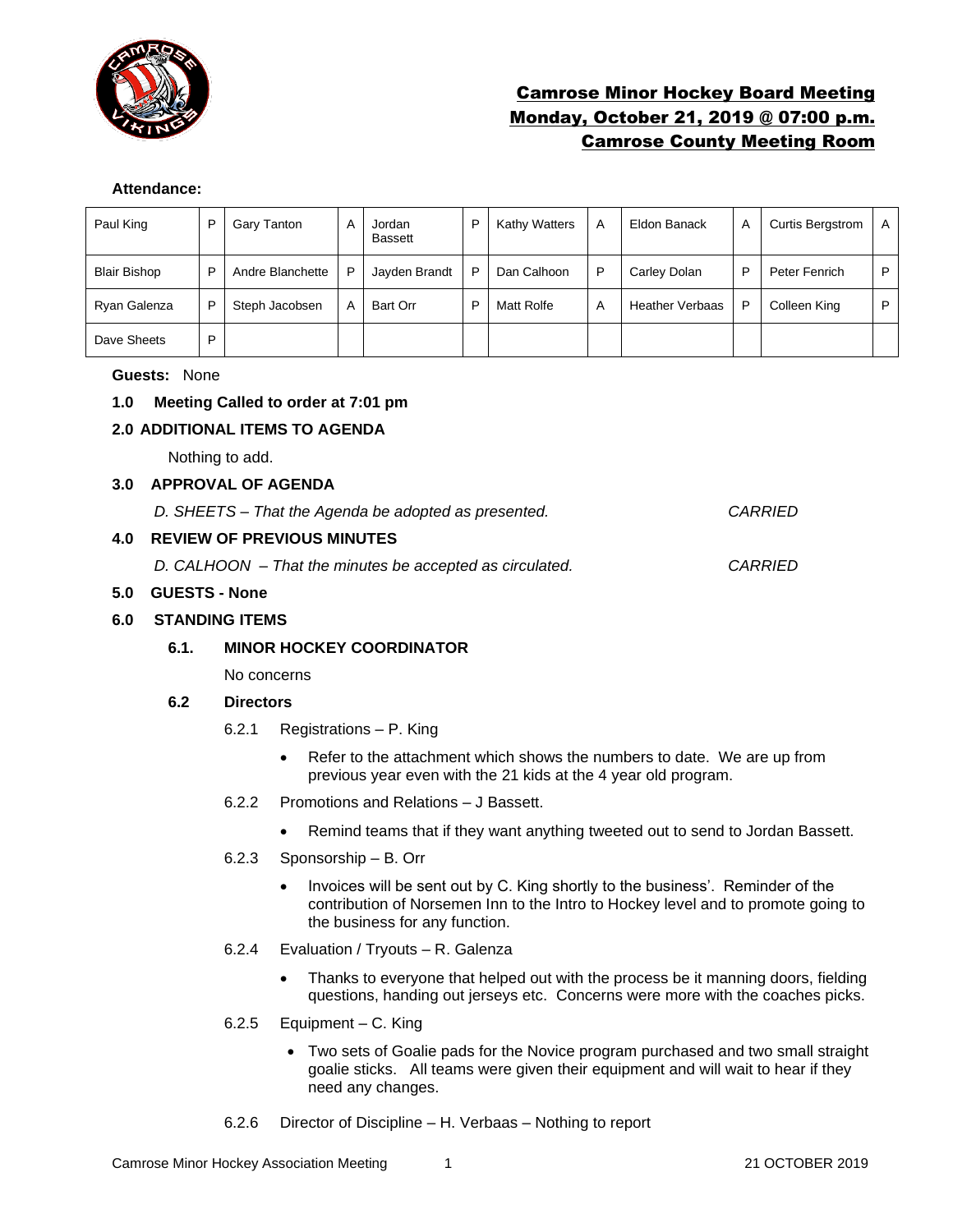# Camrose Minor Hockey Board Meeting
## Monday, October 21, 2019 @ 07:00 p.m.
## Camrose County Meeting Room

**Attendance:**

| | | | | | | | | | | | |
|---|---|---|---|---|---|---|---|---|---|---|---|
| Paul King | P | Gary Tanton | A | Jordan Bassett | P | Kathy Watters | A | Eldon Banack | A | Curtis Bergstrom | A |
| Blair Bishop | P | Andre Blanchette | P | Jayden Brandt | P | Dan Calhoon | P | Carley Dolan | P | Peter Fenrich | P |
| Ryan Galenza | P | Steph Jacobsen | A | Bart Orr | P | Matt Rolfe | A | Heather Verbaas | P | Colleen King | P |
| Dave Sheets | P | | | | | | | | | | |

**Guests:** None

**1.0 Meeting Called to order at 7:01 pm**

**2.0 ADDITIONAL ITEMS TO AGENDA**

Nothing to add.

**3.0 APPROVAL OF AGENDA**

*D. SHEETS – That the Agenda be adopted as presented.* *CARRIED*

**4.0 REVIEW OF PREVIOUS MINUTES**

*D. CALHOON – That the minutes be accepted as circulated.* *CARRIED*

**5.0 GUESTS - None**

**6.0 STANDING ITEMS**

**6.1. MINOR HOCKEY COORDINATOR**

No concerns

**6.2 Directors**

6.2.1 Registrations – P. King

- Refer to the attachment which shows the numbers to date. We are up from previous year even with the 21 kids at the 4 year old program.

6.2.2 Promotions and Relations – J Bassett.

- Remind teams that if they want anything tweeted out to send to Jordan Bassett.

6.2.3 Sponsorship – B. Orr

- Invoices will be sent out by C. King shortly to the business'. Reminder of the contribution of Norsemen Inn to the Intro to Hockey level and to promote going to the business for any function.

6.2.4 Evaluation / Tryouts – R. Galenza

- Thanks to everyone that helped out with the process be it manning doors, fielding questions, handing out jerseys etc. Concerns were more with the coaches picks.

6.2.5 Equipment – C. King

- Two sets of Goalie pads for the Novice program purchased and two small straight goalie sticks. All teams were given their equipment and will wait to hear if they need any changes.

6.2.6 Director of Discipline – H. Verbaas – Nothing to report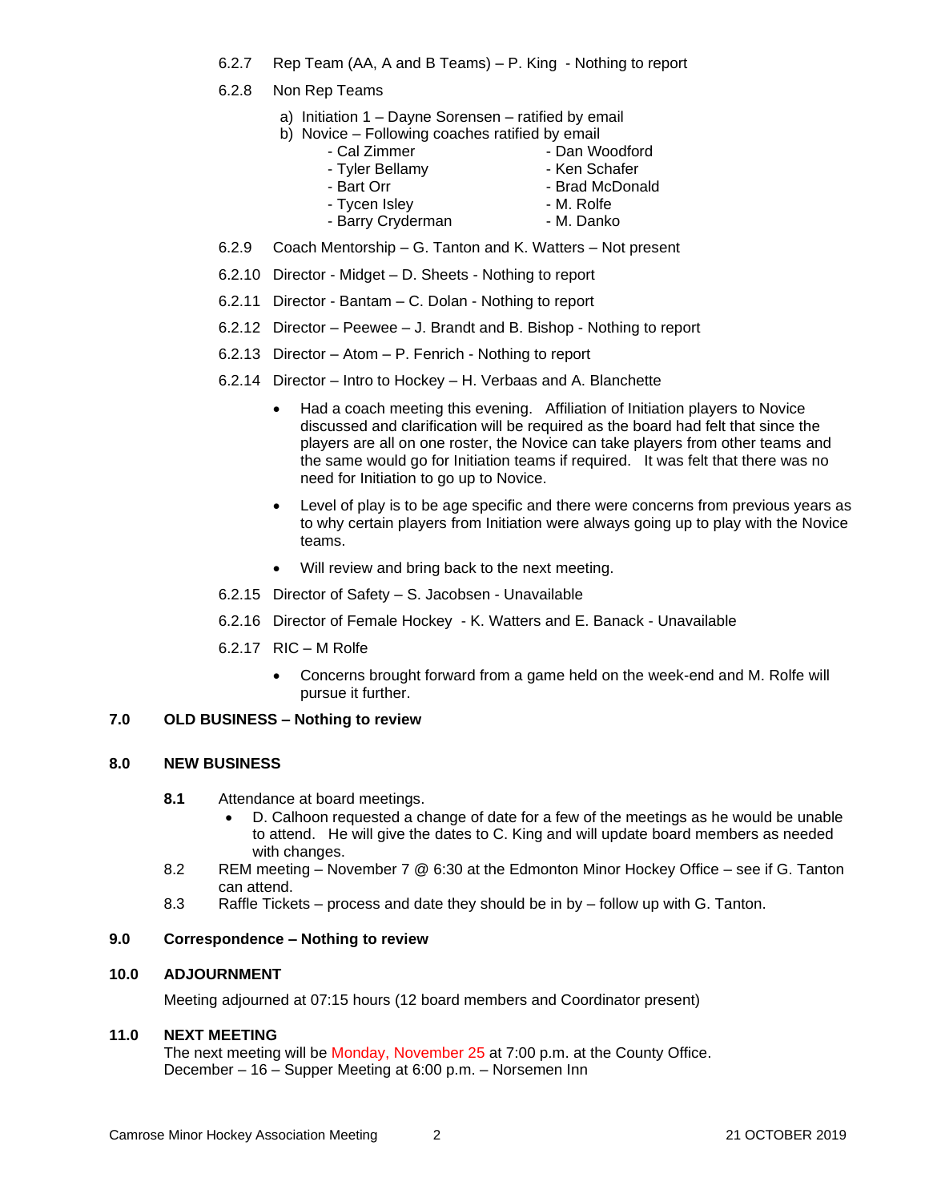6.2.7 Rep Team (AA, A and B Teams) – P. King - Nothing to report

6.2.8 Non Rep Teams

a) Initiation 1 – Dayne Sorensen – ratified by email
b) Novice – Following coaches ratified by email

| | |
|---|---|
| - Cal Zimmer | - Dan Woodford |
| - Tyler Bellamy | - Ken Schafer |
| - Bart Orr | - Brad McDonald |
| - Tycen Isley | - M. Rolfe |
| - Barry Cryderman | - M. Danko |

6.2.9 Coach Mentorship – G. Tanton and K. Watters – Not present

6.2.10 Director - Midget – D. Sheets - Nothing to report

6.2.11 Director - Bantam – C. Dolan - Nothing to report

6.2.12 Director – Peewee – J. Brandt and B. Bishop - Nothing to report

6.2.13 Director – Atom – P. Fenrich - Nothing to report

6.2.14 Director – Intro to Hockey – H. Verbaas and A. Blanchette

- Had a coach meeting this evening. Affiliation of Initiation players to Novice discussed and clarification will be required as the board had felt that since the players are all on one roster, the Novice can take players from other teams and the same would go for Initiation teams if required. It was felt that there was no need for Initiation to go up to Novice.
- Level of play is to be age specific and there were concerns from previous years as to why certain players from Initiation were always going up to play with the Novice teams.
- Will review and bring back to the next meeting.

6.2.15 Director of Safety – S. Jacobsen - Unavailable

6.2.16 Director of Female Hockey - K. Watters and E. Banack - Unavailable

6.2.17 RIC – M Rolfe

- Concerns brought forward from a game held on the week-end and M. Rolfe will pursue it further.

## 7.0 OLD BUSINESS – Nothing to review

## 8.0 NEW BUSINESS

**8.1** Attendance at board meetings.

- D. Calhoon requested a change of date for a few of the meetings as he would be unable to attend. He will give the dates to C. King and will update board members as needed with changes.

8.2 REM meeting – November 7 @ 6:30 at the Edmonton Minor Hockey Office – see if G. Tanton can attend.

8.3 Raffle Tickets – process and date they should be in by – follow up with G. Tanton.

## 9.0 Correspondence – Nothing to review

## 10.0 ADJOURNMENT

Meeting adjourned at 07:15 hours (12 board members and Coordinator present)

## 11.0 NEXT MEETING

The next meeting will be Monday, November 25 at 7:00 p.m. at the County Office.
December – 16 – Supper Meeting at 6:00 p.m. – Norsemen Inn